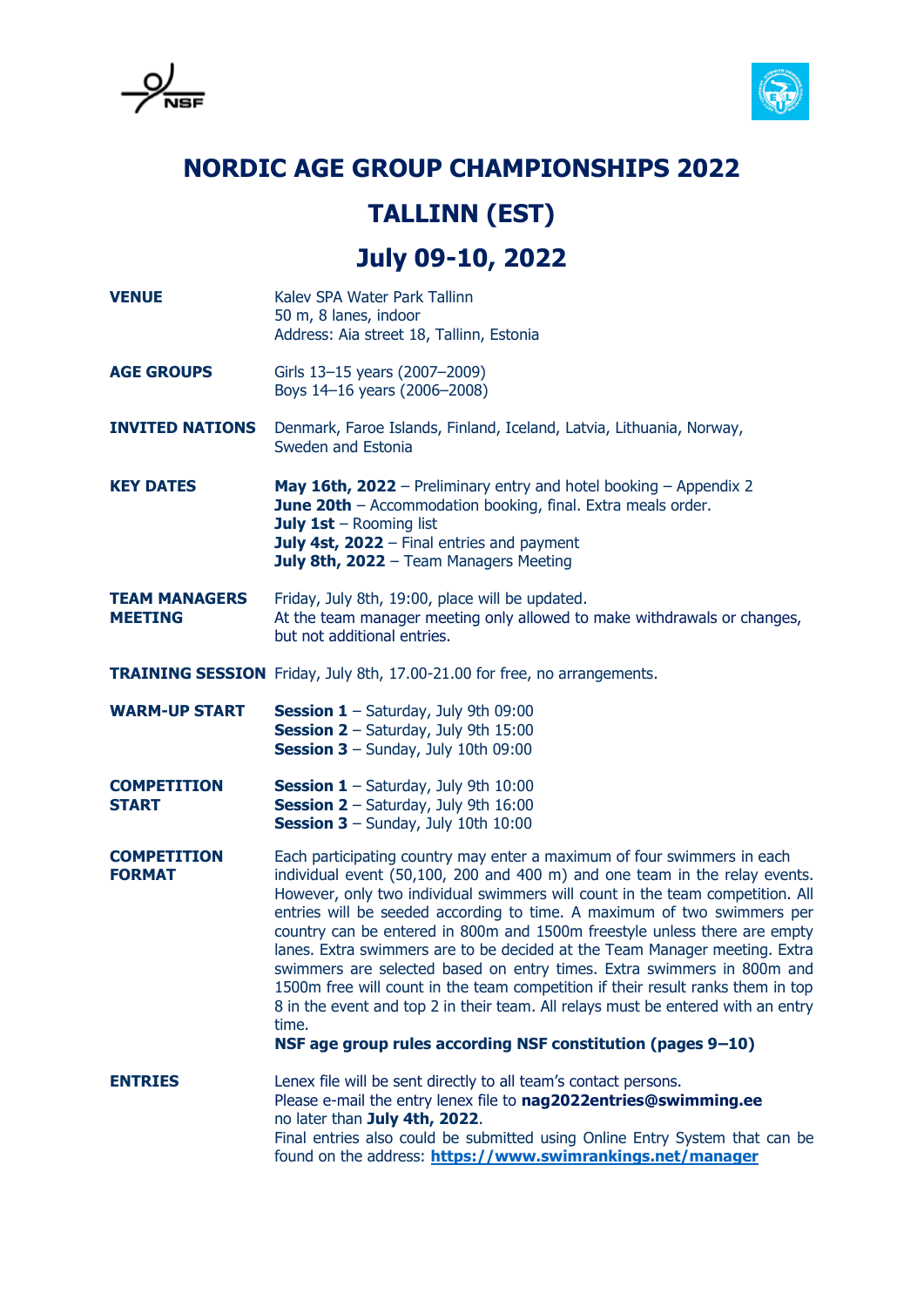# NORDIC AGE GROUP CHAMPIONSHIPS 2022

# TALLINN (EST)

# July 09-10, 2022

**VENUE**
Kalev SPA Water Park Tallinn
50 m, 8 lanes, indoor
Address: Aia street 18, Tallinn, Estonia

**AGE GROUPS**
Girls 13–15 years (2007–2009)
Boys 14–16 years (2006–2008)

**INVITED NATIONS**
Denmark, Faroe Islands, Finland, Iceland, Latvia, Lithuania, Norway, Sweden and Estonia

**KEY DATES**
**May 16th, 2022** – Preliminary entry and hotel booking – Appendix 2
**June 20th** – Accommodation booking, final. Extra meals order.
**July 1st** – Rooming list
**July 4st, 2022** – Final entries and payment
**July 8th, 2022** – Team Managers Meeting

**TEAM MANAGERS MEETING**
Friday, July 8th, 19:00, place will be updated.
At the team manager meeting only allowed to make withdrawals or changes, but not additional entries.

**TRAINING SESSION**
Friday, July 8th, 17.00-21.00 for free, no arrangements.

**WARM-UP START**
**Session 1** – Saturday, July 9th 09:00
**Session 2** – Saturday, July 9th 15:00
**Session 3** – Sunday, July 10th 09:00

**COMPETITION START**
**Session 1** – Saturday, July 9th 10:00
**Session 2** – Saturday, July 9th 16:00
**Session 3** – Sunday, July 10th 10:00

**COMPETITION FORMAT**
Each participating country may enter a maximum of four swimmers in each individual event (50,100, 200 and 400 m) and one team in the relay events. However, only two individual swimmers will count in the team competition. All entries will be seeded according to time. A maximum of two swimmers per country can be entered in 800m and 1500m freestyle unless there are empty lanes. Extra swimmers are to be decided at the Team Manager meeting. Extra swimmers are selected based on entry times. Extra swimmers in 800m and 1500m free will count in the team competition if their result ranks them in top 8 in the event and top 2 in their team. All relays must be entered with an entry time.
**NSF age group rules according NSF constitution (pages 9–10)**

**ENTRIES**
Lenex file will be sent directly to all team's contact persons.
Please e-mail the entry lenex file to **nag2022entries@swimming.ee** no later than **July 4th, 2022**.
Final entries also could be submitted using Online Entry System that can be found on the address: **https://www.swimrankings.net/manager**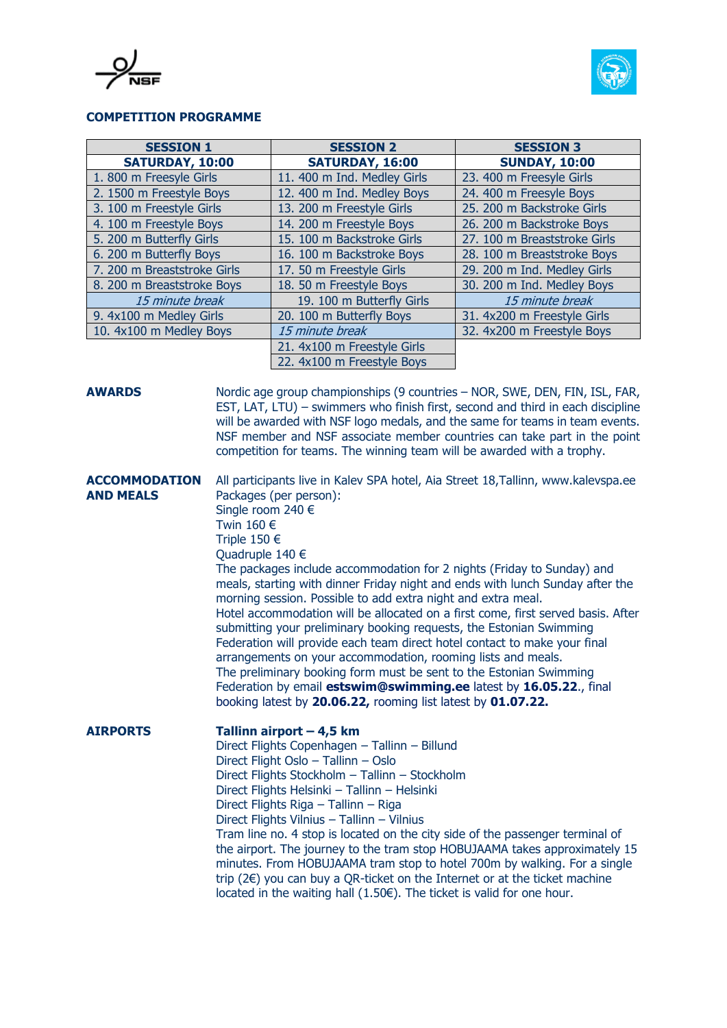## COMPETITION PROGRAMME

| SESSION 1 | SESSION 2 | SESSION 3 |
|---|---|---|
| **SATURDAY, 10:00** | **SATURDAY, 16:00** | **SUNDAY, 10:00** |
| 1. 800 m Freesyle Girls | 11. 400 m Ind. Medley Girls | 23. 400 m Freesyle Girls |
| 2. 1500 m Freestyle Boys | 12. 400 m Ind. Medley Boys | 24. 400 m Freesyle Boys |
| 3. 100 m Freestyle Girls | 13. 200 m Freestyle Girls | 25. 200 m Backstroke Girls |
| 4. 100 m Freestyle Boys | 14. 200 m Freestyle Boys | 26. 200 m Backstroke Boys |
| 5. 200 m Butterfly Girls | 15. 100 m Backstroke Girls | 27. 100 m Breaststroke Girls |
| 6. 200 m Butterfly Boys | 16. 100 m Backstroke Boys | 28. 100 m Breaststroke Boys |
| 7. 200 m Breaststroke Girls | 17. 50 m Freestyle Girls | 29. 200 m Ind. Medley Girls |
| 8. 200 m Breaststroke Boys | 18. 50 m Freestyle Boys | 30. 200 m Ind. Medley Boys |
| *15 minute break* | 19. 100 m Butterfly Girls | *15 minute break* |
| 9. 4x100 m Medley Girls | 20. 100 m Butterfly Boys | 31. 4x200 m Freestyle Girls |
| 10. 4x100 m Medley Boys | *15 minute break* | 32. 4x200 m Freestyle Boys |
| | 21. 4x100 m Freestyle Girls | |
| | 22. 4x100 m Freestyle Boys | |

**AWARDS**

Nordic age group championships (9 countries – NOR, SWE, DEN, FIN, ISL, FAR, EST, LAT, LTU) – swimmers who finish first, second and third in each discipline will be awarded with NSF logo medals, and the same for teams in team events. NSF member and NSF associate member countries can take part in the point competition for teams. The winning team will be awarded with a trophy.

**ACCOMMODATION AND MEALS**

All participants live in Kalev SPA hotel, Aia Street 18,Tallinn, www.kalevspa.ee
Packages (per person):
Single room 240 €
Twin 160 €
Triple 150 €
Quadruple 140 €
The packages include accommodation for 2 nights (Friday to Sunday) and meals, starting with dinner Friday night and ends with lunch Sunday after the morning session. Possible to add extra night and extra meal.
Hotel accommodation will be allocated on a first come, first served basis. After submitting your preliminary booking requests, the Estonian Swimming Federation will provide each team direct hotel contact to make your final arrangements on your accommodation, rooming lists and meals.
The preliminary booking form must be sent to the Estonian Swimming Federation by email **estswim@swimming.ee** latest by **16.05.22**., final booking latest by **20.06.22,** rooming list latest by **01.07.22.**

**AIRPORTS**

**Tallinn airport – 4,5 km**
Direct Flights Copenhagen – Tallinn – Billund
Direct Flight Oslo – Tallinn – Oslo
Direct Flights Stockholm – Tallinn – Stockholm
Direct Flights Helsinki – Tallinn – Helsinki
Direct Flights Riga – Tallinn – Riga
Direct Flights Vilnius – Tallinn – Vilnius
Tram line no. 4 stop is located on the city side of the passenger terminal of the airport. The journey to the tram stop HOBUJAAMA takes approximately 15 minutes. From HOBUJAAMA tram stop to hotel 700m by walking. For a single trip (2€) you can buy a QR-ticket on the Internet or at the ticket machine located in the waiting hall (1.50€). The ticket is valid for one hour.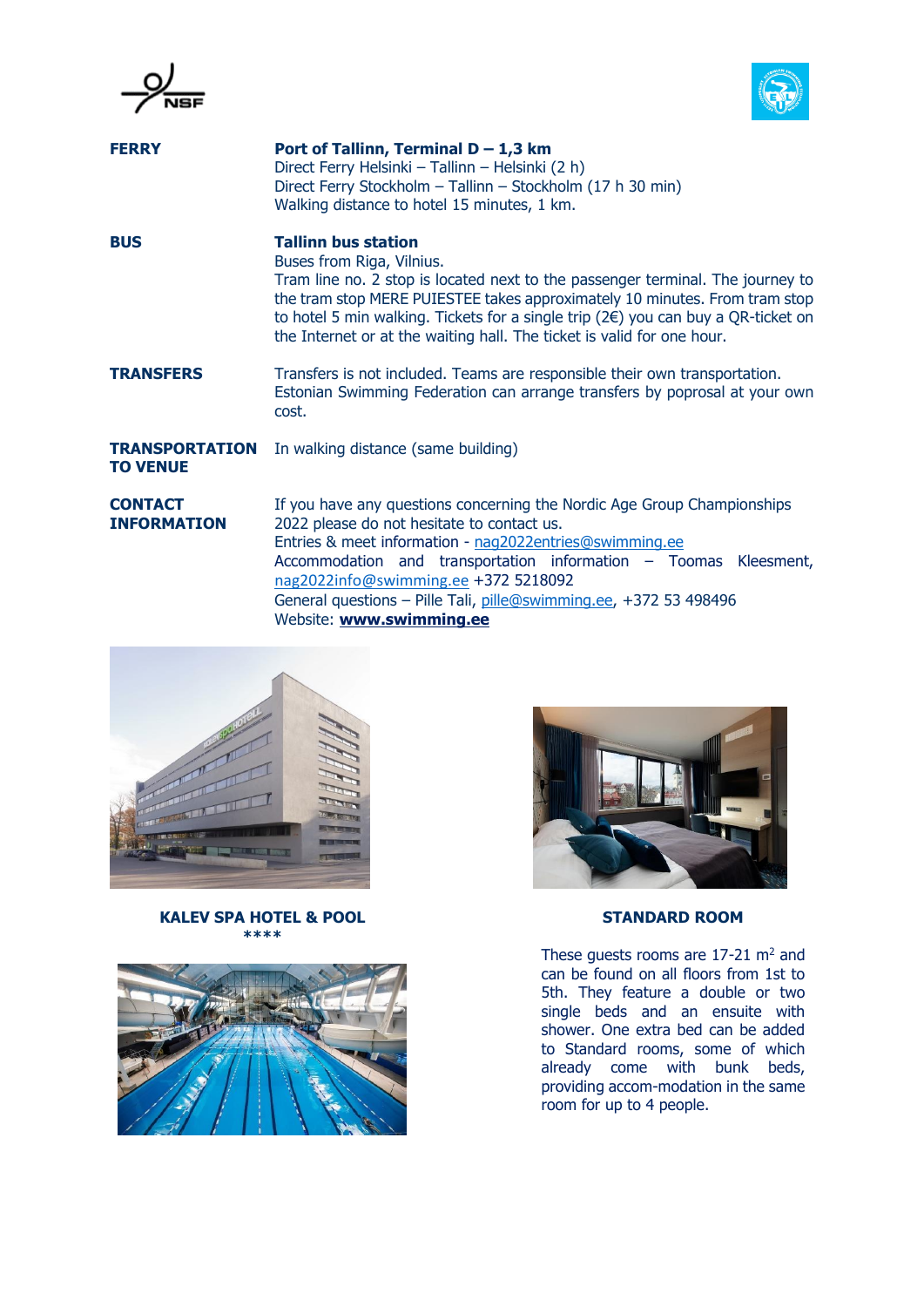**FERRY**

**Port of Tallinn, Terminal D – 1,3 km**
Direct Ferry Helsinki – Tallinn – Helsinki (2 h)
Direct Ferry Stockholm – Tallinn – Stockholm (17 h 30 min)
Walking distance to hotel 15 minutes, 1 km.

**BUS**

**Tallinn bus station**
Buses from Riga, Vilnius.
Tram line no. 2 stop is located next to the passenger terminal. The journey to the tram stop MERE PUIESTEE takes approximately 10 minutes. From tram stop to hotel 5 min walking. Tickets for a single trip (2€) you can buy a QR-ticket on the Internet or at the waiting hall. The ticket is valid for one hour.

**TRANSFERS**

Transfers is not included. Teams are responsible their own transportation. Estonian Swimming Federation can arrange transfers by poprosal at your own cost.

**TRANSPORTATION TO VENUE**

In walking distance (same building)

**CONTACT INFORMATION**

If you have any questions concerning the Nordic Age Group Championships 2022 please do not hesitate to contact us.
Entries & meet information - nag2022entries@swimming.ee
Accommodation and transportation information – Toomas Kleesment, nag2022info@swimming.ee +372 5218092
General questions – Pille Tali, pille@swimming.ee, +372 53 498496
Website: **www.swimming.ee**

**KALEV SPA HOTEL & POOL**
****

**STANDARD ROOM**

These guests rooms are 17-21 m$^2$ and can be found on all floors from 1st to 5th. They feature a double or two single beds and an ensuite with shower. One extra bed can be added to Standard rooms, some of which already come with bunk beds, providing accom-modation in the same room for up to 4 people.